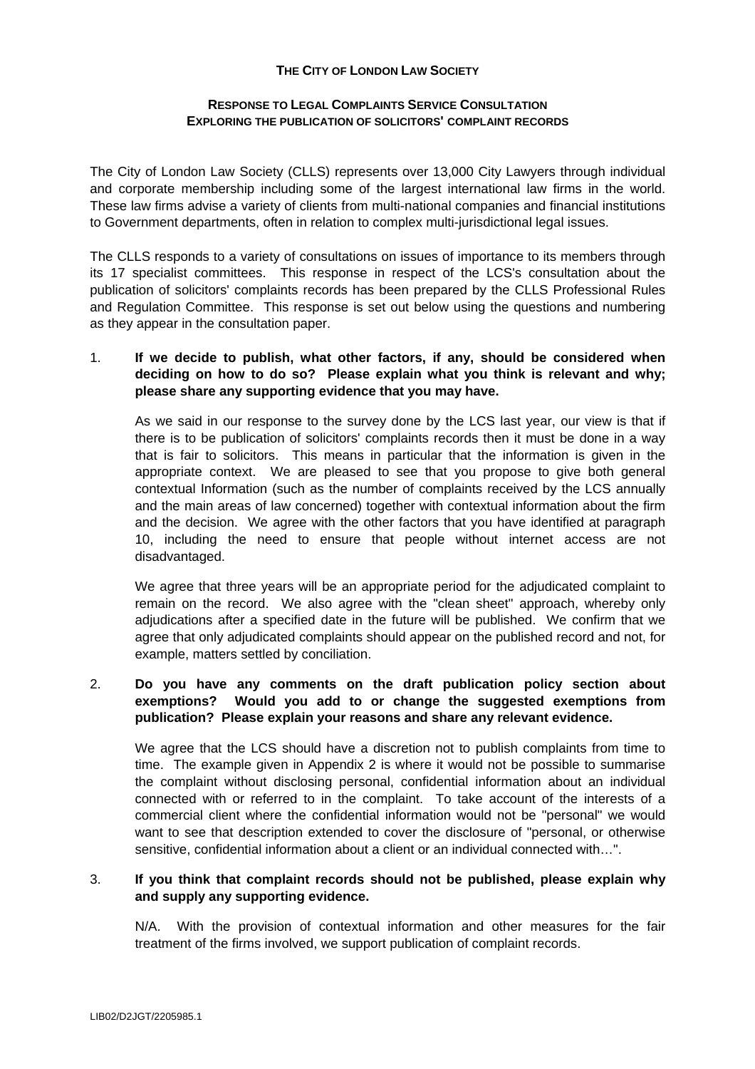# THE CITY OF LONDON LAW SOCIETY

## RESPONSE TO LEGAL COMPLAINTS SERVICE CONSULTATION
## EXPLORING THE PUBLICATION OF SOLICITORS' COMPLAINT RECORDS

The City of London Law Society (CLLS) represents over 13,000 City Lawyers through individual and corporate membership including some of the largest international law firms in the world. These law firms advise a variety of clients from multi-national companies and financial institutions to Government departments, often in relation to complex multi-jurisdictional legal issues.

The CLLS responds to a variety of consultations on issues of importance to its members through its 17 specialist committees. This response in respect of the LCS's consultation about the publication of solicitors' complaints records has been prepared by the CLLS Professional Rules and Regulation Committee. This response is set out below using the questions and numbering as they appear in the consultation paper.

1. **If we decide to publish, what other factors, if any, should be considered when deciding on how to do so? Please explain what you think is relevant and why; please share any supporting evidence that you may have.**

   As we said in our response to the survey done by the LCS last year, our view is that if there is to be publication of solicitors' complaints records then it must be done in a way that is fair to solicitors. This means in particular that the information is given in the appropriate context. We are pleased to see that you propose to give both general contextual Information (such as the number of complaints received by the LCS annually and the main areas of law concerned) together with contextual information about the firm and the decision. We agree with the other factors that you have identified at paragraph 10, including the need to ensure that people without internet access are not disadvantaged.

   We agree that three years will be an appropriate period for the adjudicated complaint to remain on the record. We also agree with the "clean sheet" approach, whereby only adjudications after a specified date in the future will be published. We confirm that we agree that only adjudicated complaints should appear on the published record and not, for example, matters settled by conciliation.

2. **Do you have any comments on the draft publication policy section about exemptions? Would you add to or change the suggested exemptions from publication? Please explain your reasons and share any relevant evidence.**

   We agree that the LCS should have a discretion not to publish complaints from time to time. The example given in Appendix 2 is where it would not be possible to summarise the complaint without disclosing personal, confidential information about an individual connected with or referred to in the complaint. To take account of the interests of a commercial client where the confidential information would not be "personal" we would want to see that description extended to cover the disclosure of "personal, or otherwise sensitive, confidential information about a client or an individual connected with…".

3. **If you think that complaint records should not be published, please explain why and supply any supporting evidence.**

   N/A. With the provision of contextual information and other measures for the fair treatment of the firms involved, we support publication of complaint records.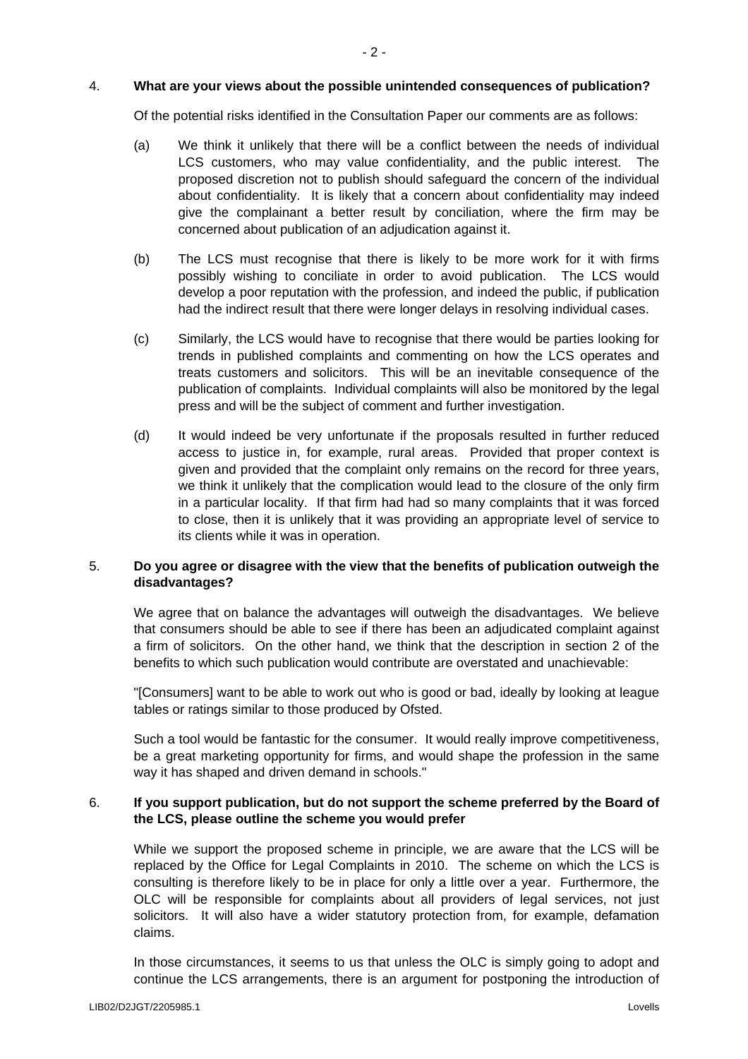4. **What are your views about the possible unintended consequences of publication?**

   Of the potential risks identified in the Consultation Paper our comments are as follows:

   (a) We think it unlikely that there will be a conflict between the needs of individual LCS customers, who may value confidentiality, and the public interest. The proposed discretion not to publish should safeguard the concern of the individual about confidentiality. It is likely that a concern about confidentiality may indeed give the complainant a better result by conciliation, where the firm may be concerned about publication of an adjudication against it.

   (b) The LCS must recognise that there is likely to be more work for it with firms possibly wishing to conciliate in order to avoid publication. The LCS would develop a poor reputation with the profession, and indeed the public, if publication had the indirect result that there were longer delays in resolving individual cases.

   (c) Similarly, the LCS would have to recognise that there would be parties looking for trends in published complaints and commenting on how the LCS operates and treats customers and solicitors. This will be an inevitable consequence of the publication of complaints. Individual complaints will also be monitored by the legal press and will be the subject of comment and further investigation.

   (d) It would indeed be very unfortunate if the proposals resulted in further reduced access to justice in, for example, rural areas. Provided that proper context is given and provided that the complaint only remains on the record for three years, we think it unlikely that the complication would lead to the closure of the only firm in a particular locality. If that firm had had so many complaints that it was forced to close, then it is unlikely that it was providing an appropriate level of service to its clients while it was in operation.

5. **Do you agree or disagree with the view that the benefits of publication outweigh the disadvantages?**

   We agree that on balance the advantages will outweigh the disadvantages. We believe that consumers should be able to see if there has been an adjudicated complaint against a firm of solicitors. On the other hand, we think that the description in section 2 of the benefits to which such publication would contribute are overstated and unachievable:

   "[Consumers] want to be able to work out who is good or bad, ideally by looking at league tables or ratings similar to those produced by Ofsted.

   Such a tool would be fantastic for the consumer. It would really improve competitiveness, be a great marketing opportunity for firms, and would shape the profession in the same way it has shaped and driven demand in schools."

6. **If you support publication, but do not support the scheme preferred by the Board of the LCS, please outline the scheme you would prefer**

   While we support the proposed scheme in principle, we are aware that the LCS will be replaced by the Office for Legal Complaints in 2010. The scheme on which the LCS is consulting is therefore likely to be in place for only a little over a year. Furthermore, the OLC will be responsible for complaints about all providers of legal services, not just solicitors. It will also have a wider statutory protection from, for example, defamation claims.

   In those circumstances, it seems to us that unless the OLC is simply going to adopt and continue the LCS arrangements, there is an argument for postponing the introduction of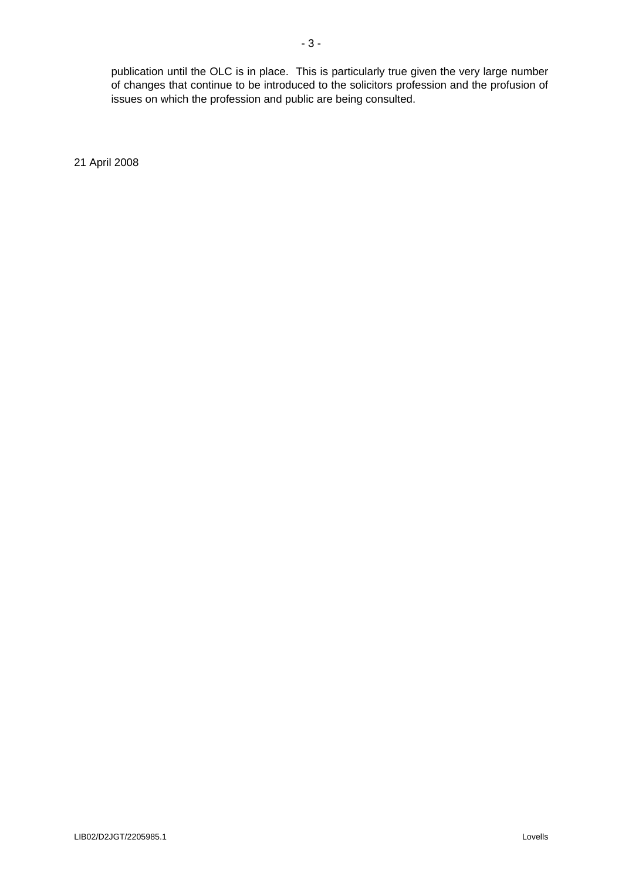publication until the OLC is in place. This is particularly true given the very large number of changes that continue to be introduced to the solicitors profession and the profusion of issues on which the profession and public are being consulted.

21 April 2008